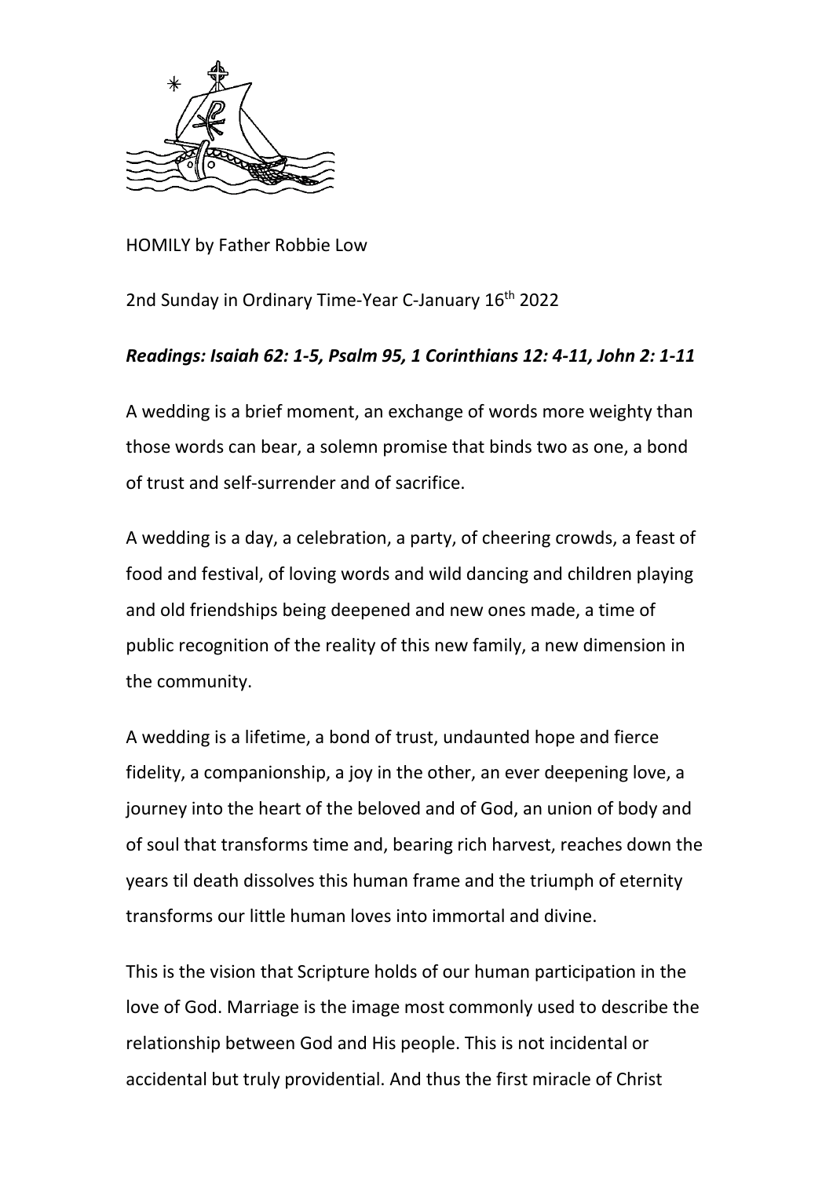HOMILY by Father Robbie Low

2nd Sunday in Ordinary Time-Year C-January 16th 2022

***Readings: Isaiah 62: 1-5, Psalm 95, 1 Corinthians 12: 4-11, John 2: 1-11***

A wedding is a brief moment, an exchange of words more weighty than those words can bear, a solemn promise that binds two as one, a bond of trust and self-surrender and of sacrifice.

A wedding is a day, a celebration, a party, of cheering crowds, a feast of food and festival, of loving words and wild dancing and children playing and old friendships being deepened and new ones made, a time of public recognition of the reality of this new family, a new dimension in the community.

A wedding is a lifetime, a bond of trust, undaunted hope and fierce fidelity, a companionship, a joy in the other, an ever deepening love, a journey into the heart of the beloved and of God, an union of body and of soul that transforms time and, bearing rich harvest, reaches down the years til death dissolves this human frame and the triumph of eternity transforms our little human loves into immortal and divine.

This is the vision that Scripture holds of our human participation in the love of God. Marriage is the image most commonly used to describe the relationship between God and His people. This is not incidental or accidental but truly providential. And thus the first miracle of Christ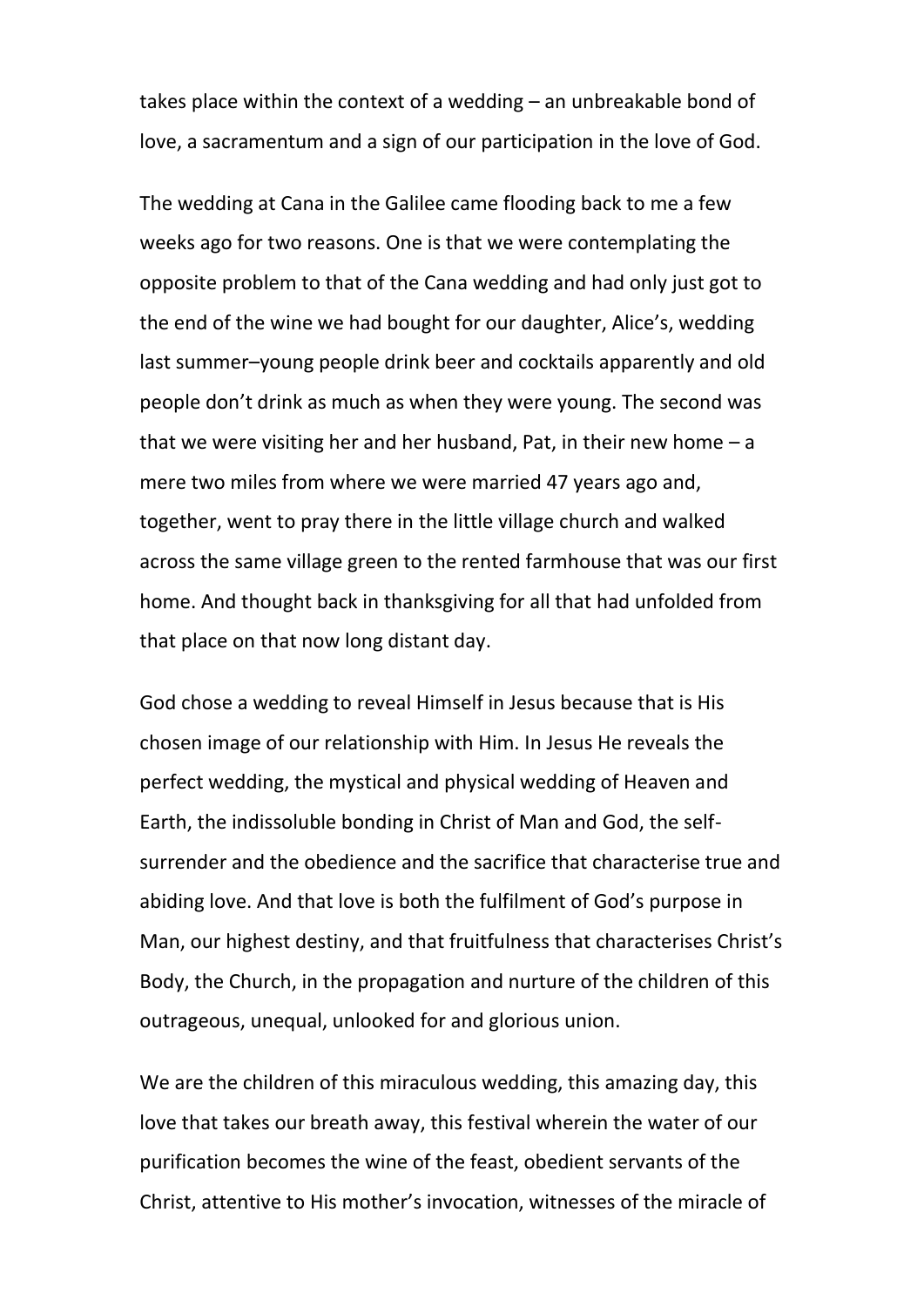takes place within the context of a wedding – an unbreakable bond of love, a sacramentum and a sign of our participation in the love of God.

The wedding at Cana in the Galilee came flooding back to me a few weeks ago for two reasons. One is that we were contemplating the opposite problem to that of the Cana wedding and had only just got to the end of the wine we had bought for our daughter, Alice's, wedding last summer–young people drink beer and cocktails apparently and old people don't drink as much as when they were young. The second was that we were visiting her and her husband, Pat, in their new home – a mere two miles from where we were married 47 years ago and, together, went to pray there in the little village church and walked across the same village green to the rented farmhouse that was our first home. And thought back in thanksgiving for all that had unfolded from that place on that now long distant day.

God chose a wedding to reveal Himself in Jesus because that is His chosen image of our relationship with Him. In Jesus He reveals the perfect wedding, the mystical and physical wedding of Heaven and Earth, the indissoluble bonding in Christ of Man and God, the self-surrender and the obedience and the sacrifice that characterise true and abiding love. And that love is both the fulfilment of God's purpose in Man, our highest destiny, and that fruitfulness that characterises Christ's Body, the Church, in the propagation and nurture of the children of this outrageous, unequal, unlooked for and glorious union.

We are the children of this miraculous wedding, this amazing day, this love that takes our breath away, this festival wherein the water of our purification becomes the wine of the feast, obedient servants of the Christ, attentive to His mother's invocation, witnesses of the miracle of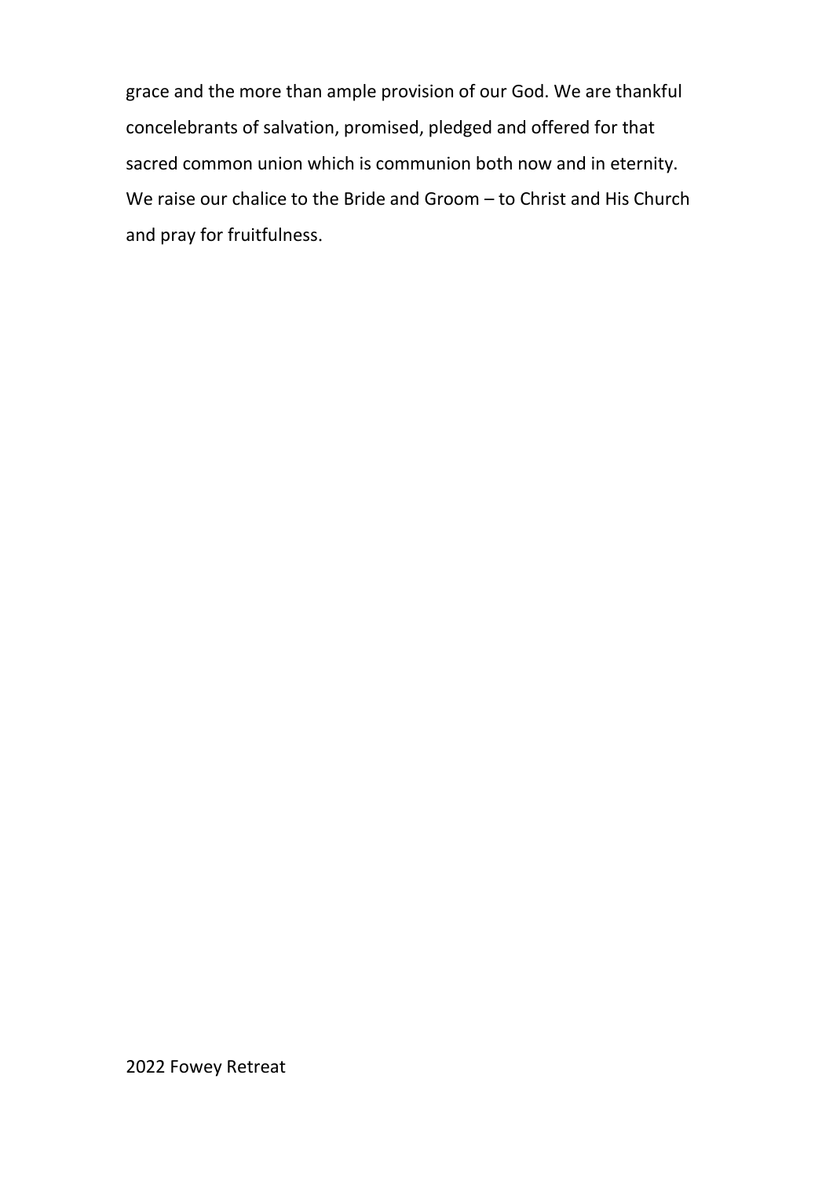grace and the more than ample provision of our God. We are thankful concelebrants of salvation, promised, pledged and offered for that sacred common union which is communion both now and in eternity. We raise our chalice to the Bride and Groom – to Christ and His Church and pray for fruitfulness.